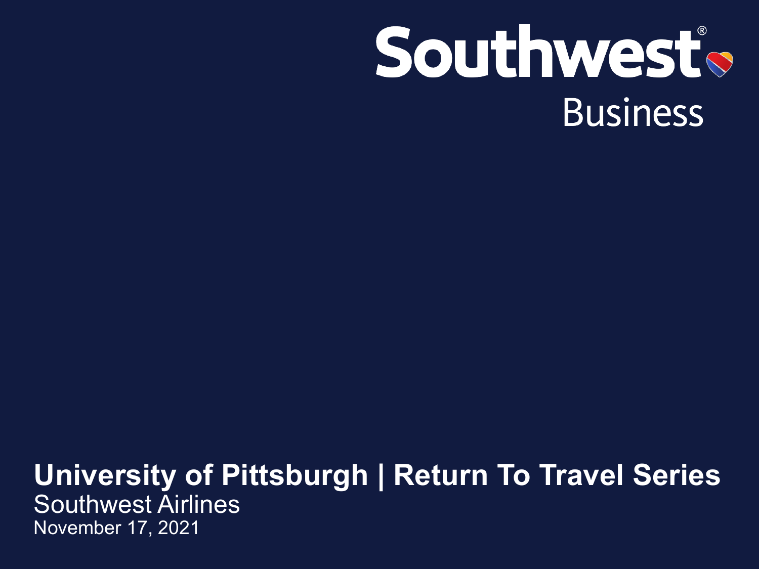Southwest®

Business

# University of Pittsburgh | Return To Travel Series

Southwest Airlines

November 17, 2021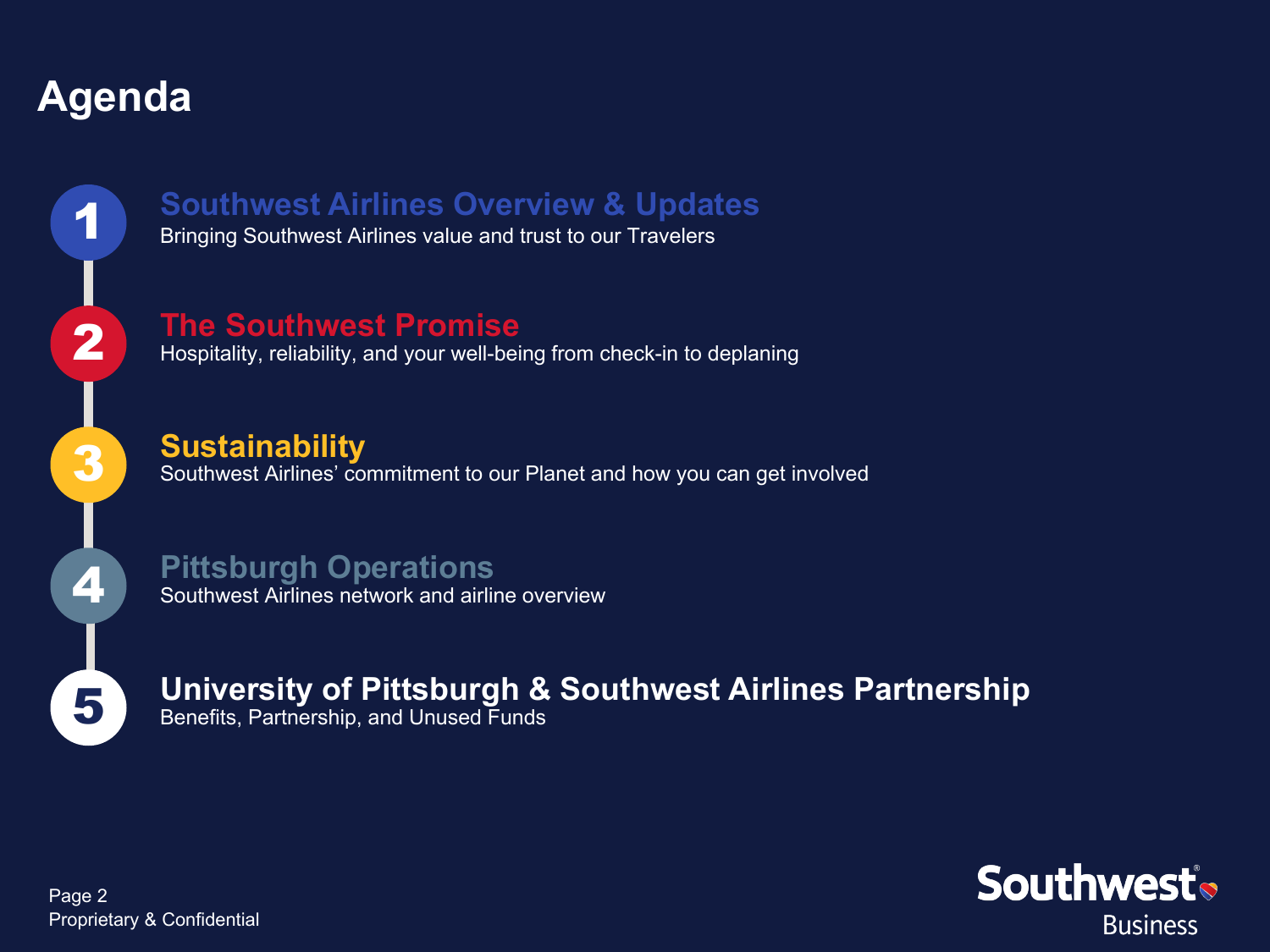# Agenda

1. **Southwest Airlines Overview & Updates**
   Bringing Southwest Airlines value and trust to our Travelers

2. **The Southwest Promise**
   Hospitality, reliability, and your well-being from check-in to deplaning

3. **Sustainability**
   Southwest Airlines' commitment to our Planet and how you can get involved

4. **Pittsburgh Operations**
   Southwest Airlines network and airline overview

5. **University of Pittsburgh & Southwest Airlines Partnership**
   Benefits, Partnership, and Unused Funds

Proprietary & Confidential

Southwest Business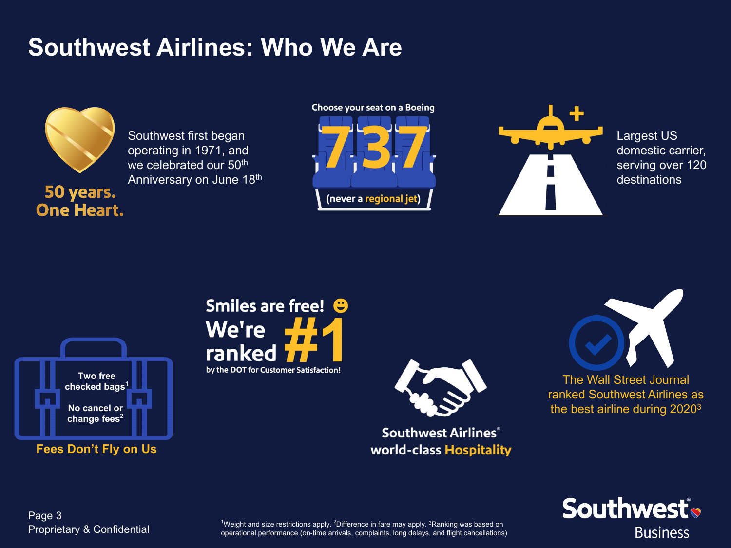# Southwest Airlines: Who We Are

**50 years. One Heart.**

Southwest first began operating in 1971, and we celebrated our 50th Anniversary on June 18th

Choose your seat on a Boeing **737** (never a regional jet)

Largest US domestic carrier, serving over 120 destinations

Two free checked bags[1]

No cancel or change fees[2]

**Fees Don't Fly on Us**

**Smiles are free!**

**We're ranked #1** by the DOT for Customer Satisfaction!

**Southwest Airlines® world-class Hospitality**

The Wall Street Journal ranked Southwest Airlines as the best airline during 2020[3]

[1]Weight and size restrictions apply. [2]Difference in fare may apply. [3]Ranking was based on operational performance (on-time arrivals, complaints, long delays, and flight cancellations)

Proprietary & Confidential

Southwest® Business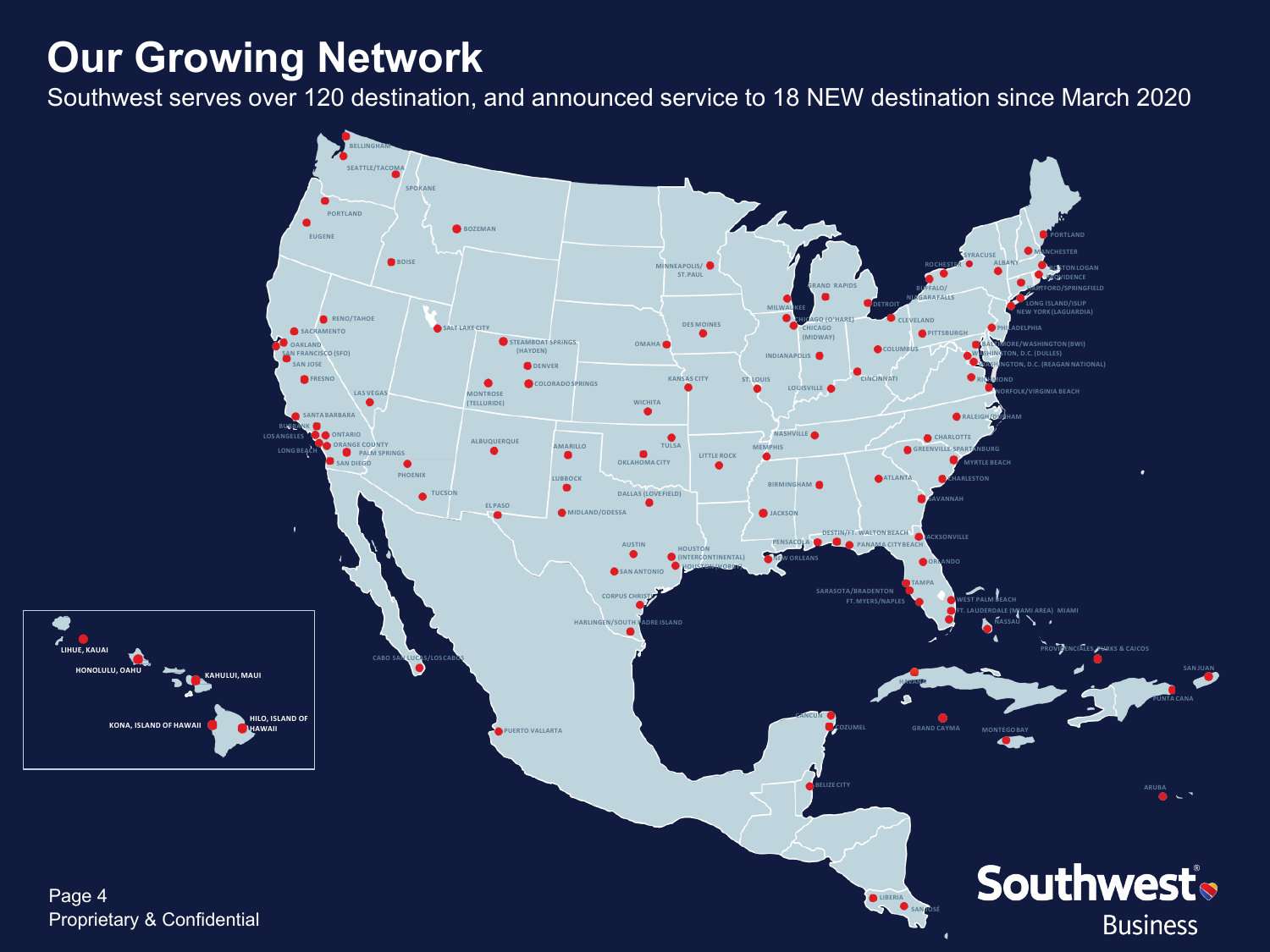# Our Growing Network

Southwest serves over 120 destination, and announced service to 18 NEW destination since March 2020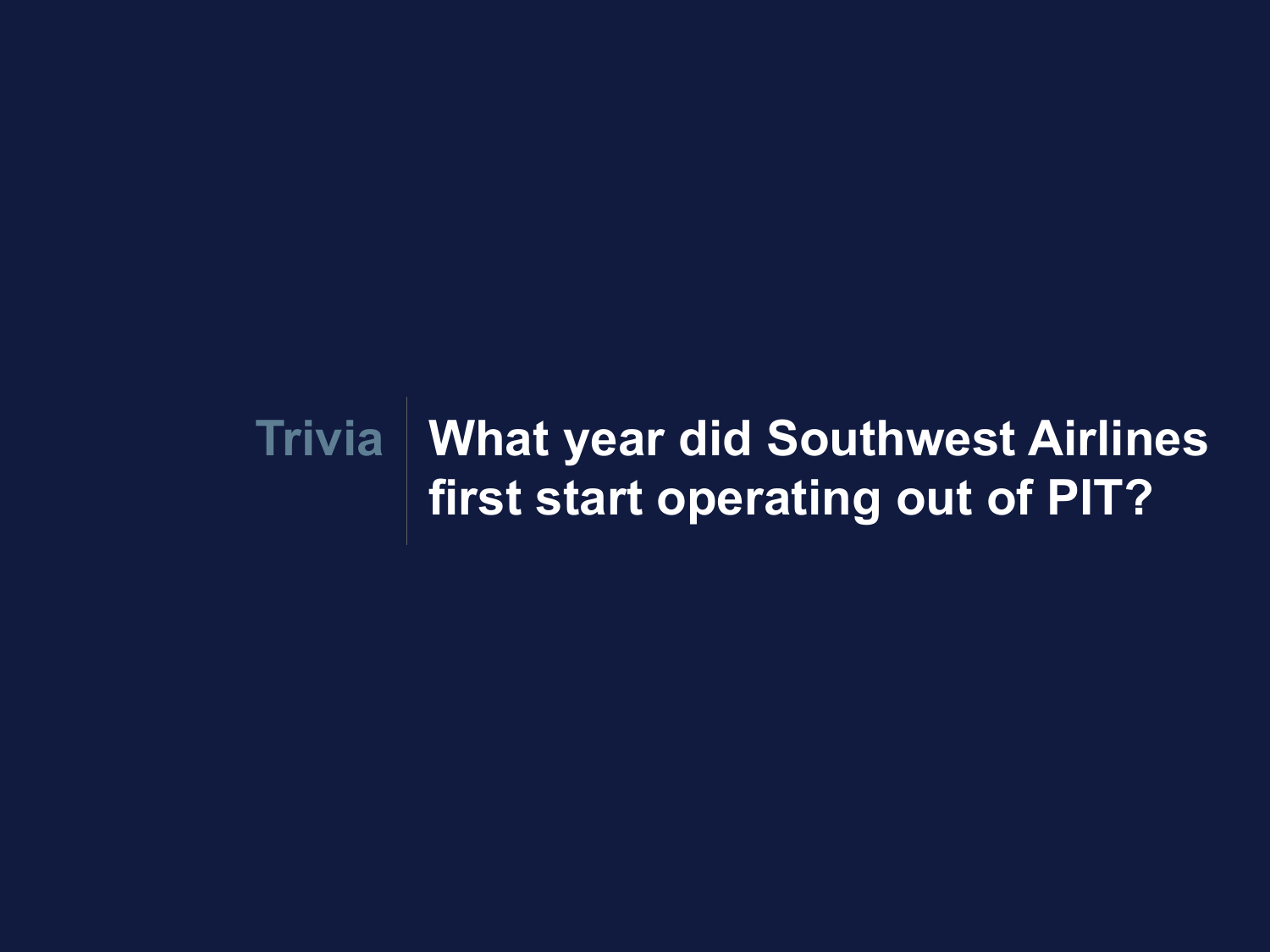**Trivia**

**What year did Southwest Airlines first start operating out of PIT?**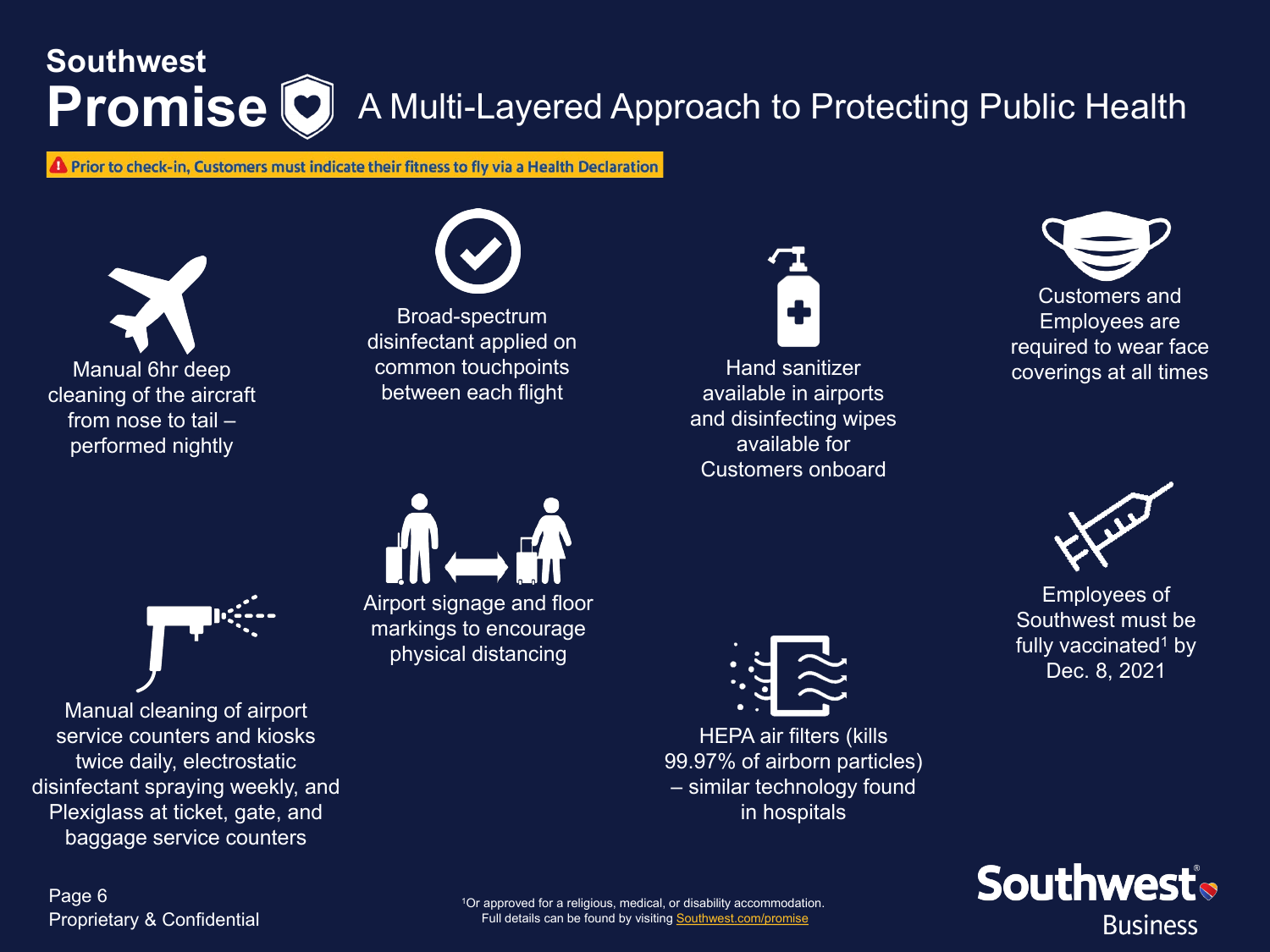# Southwest Promise — A Multi-Layered Approach to Protecting Public Health

**Prior to check-in, Customers must indicate their fitness to fly via a Health Declaration**

- Manual 6hr deep cleaning of the aircraft from nose to tail – performed nightly
- Broad-spectrum disinfectant applied on common touchpoints between each flight
- Hand sanitizer available in airports and disinfecting wipes available for Customers onboard
- Customers and Employees are required to wear face coverings at all times
- Manual cleaning of airport service counters and kiosks twice daily, electrostatic disinfectant spraying weekly, and Plexiglass at ticket, gate, and baggage service counters
- Airport signage and floor markings to encourage physical distancing
- HEPA air filters (kills 99.97% of airborn particles) – similar technology found in hospitals
- Employees of Southwest must be fully vaccinated[1] by Dec. 8, 2021

[1]Or approved for a religious, medical, or disability accommodation.
Full details can be found by visiting Southwest.com/promise

Proprietary & Confidential

Southwest Business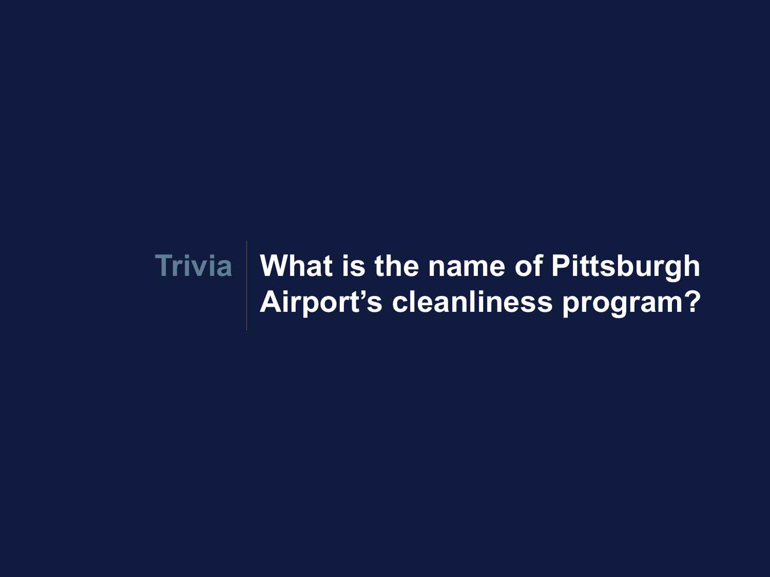**Trivia** | **What is the name of Pittsburgh Airport's cleanliness program?**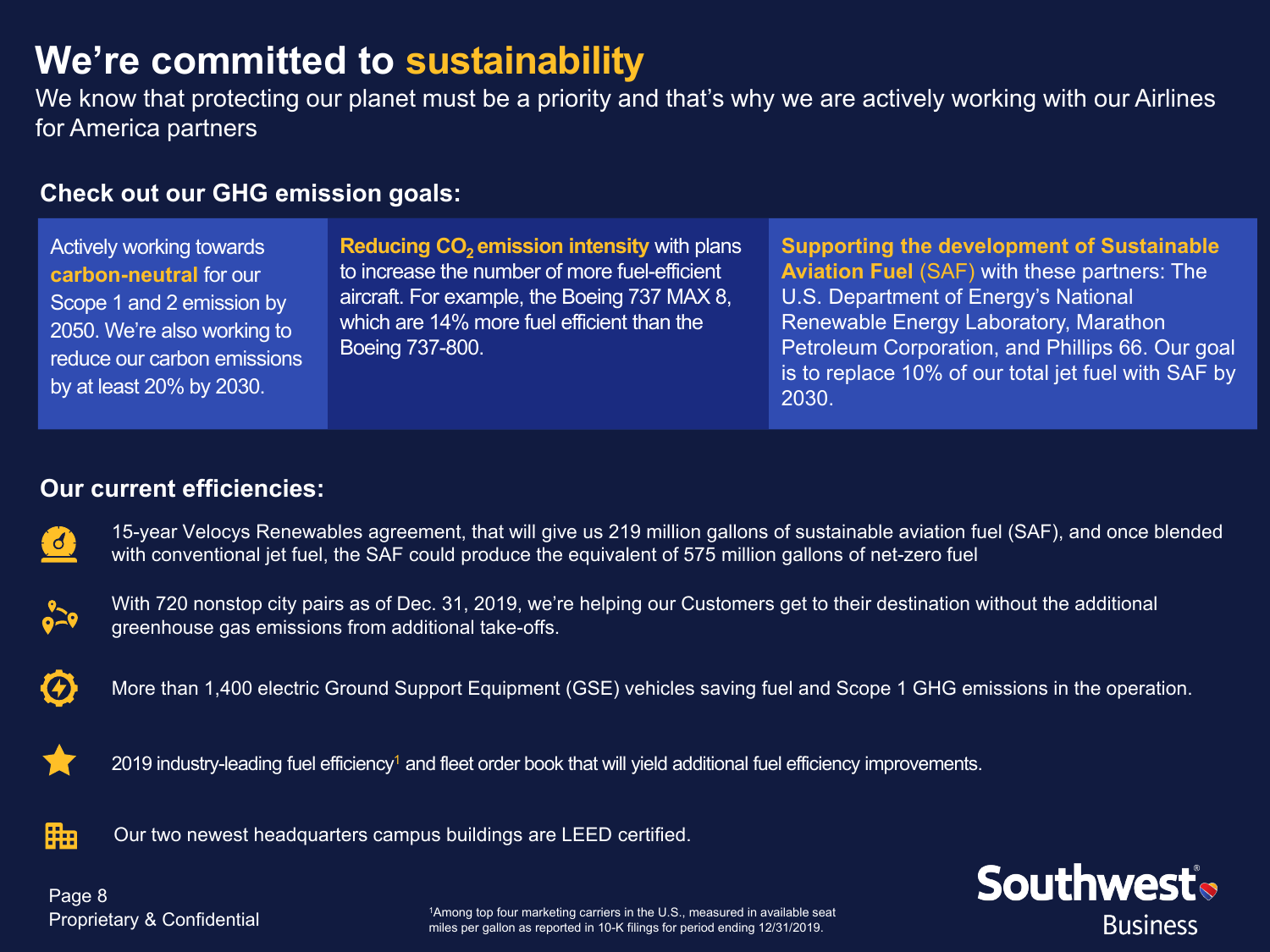# We're committed to sustainability

We know that protecting our planet must be a priority and that's why we are actively working with our Airlines for America partners

## Check out our GHG emission goals:

Actively working towards **carbon-neutral** for our Scope 1 and 2 emission by 2050. We're also working to reduce our carbon emissions by at least 20% by 2030.

**Reducing $CO_2$ emission intensity** with plans to increase the number of more fuel-efficient aircraft. For example, the Boeing 737 MAX 8, which are 14% more fuel efficient than the Boeing 737-800.

**Supporting the development of Sustainable Aviation Fuel** (SAF) with these partners: The U.S. Department of Energy's National Renewable Energy Laboratory, Marathon Petroleum Corporation, and Phillips 66. Our goal is to replace 10% of our total jet fuel with SAF by 2030.

## Our current efficiencies:

- 15-year Velocys Renewables agreement, that will give us 219 million gallons of sustainable aviation fuel (SAF), and once blended with conventional jet fuel, the SAF could produce the equivalent of 575 million gallons of net-zero fuel
- With 720 nonstop city pairs as of Dec. 31, 2019, we're helping our Customers get to their destination without the additional greenhouse gas emissions from additional take-offs.
- More than 1,400 electric Ground Support Equipment (GSE) vehicles saving fuel and Scope 1 GHG emissions in the operation.
- 2019 industry-leading fuel efficiency[1] and fleet order book that will yield additional fuel efficiency improvements.
- Our two newest headquarters campus buildings are LEED certified.

Proprietary & Confidential

[1]Among top four marketing carriers in the U.S., measured in available seat miles per gallon as reported in 10-K filings for period ending 12/31/2019.

Southwest® Business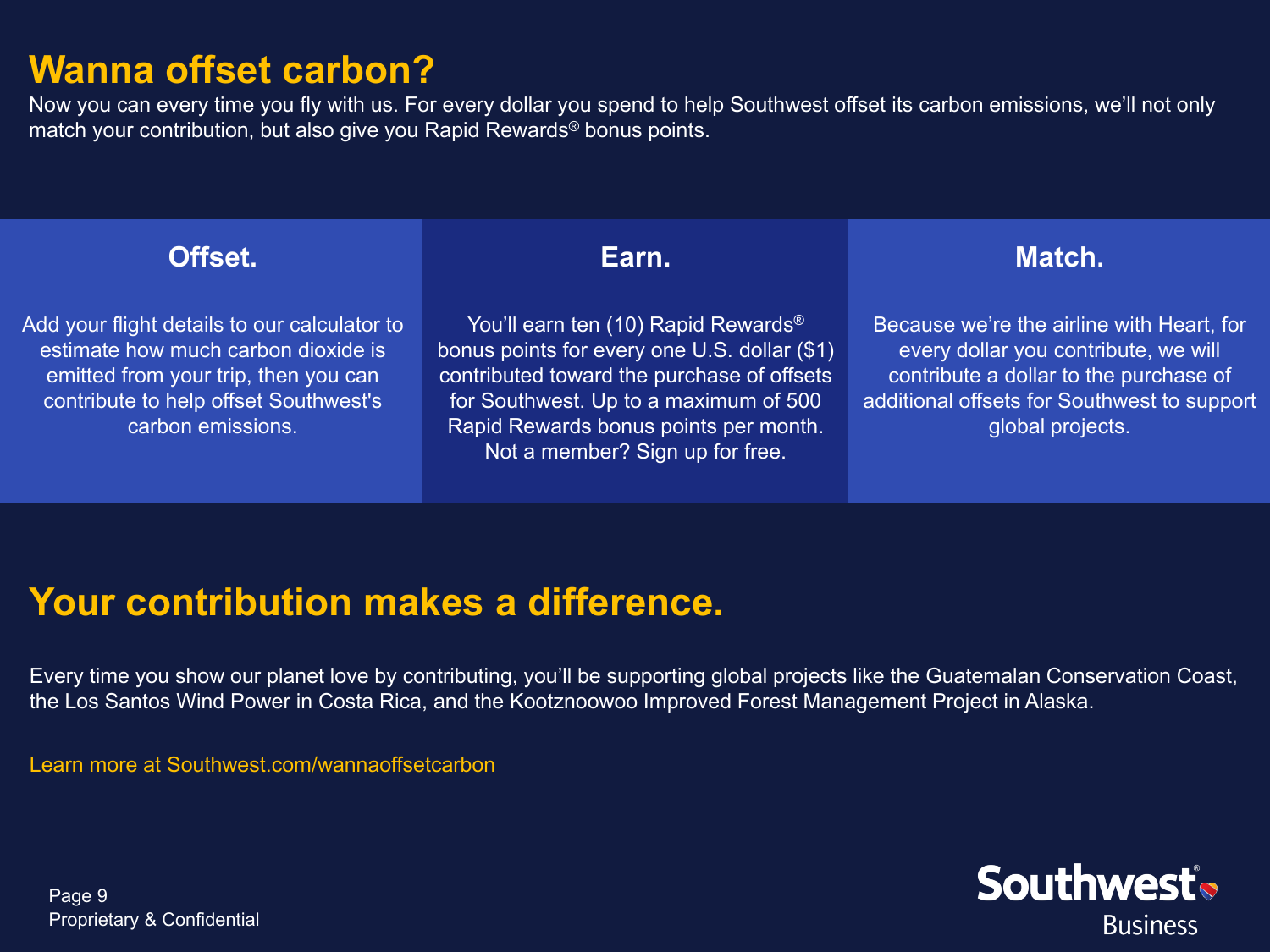# Wanna offset carbon?

Now you can every time you fly with us. For every dollar you spend to help Southwest offset its carbon emissions, we'll not only match your contribution, but also give you Rapid Rewards® bonus points.

### Offset.

Add your flight details to our calculator to estimate how much carbon dioxide is emitted from your trip, then you can contribute to help offset Southwest's carbon emissions.

### Earn.

You'll earn ten (10) Rapid Rewards® bonus points for every one U.S. dollar ($1) contributed toward the purchase of offsets for Southwest. Up to a maximum of 500 Rapid Rewards bonus points per month. Not a member? Sign up for free.

### Match.

Because we're the airline with Heart, for every dollar you contribute, we will contribute a dollar to the purchase of additional offsets for Southwest to support global projects.

## Your contribution makes a difference.

Every time you show our planet love by contributing, you'll be supporting global projects like the Guatemalan Conservation Coast, the Los Santos Wind Power in Costa Rica, and the Kootznoowoo Improved Forest Management Project in Alaska.

Learn more at Southwest.com/wannaoffsetcarbon

Proprietary & Confidential

Southwest® Business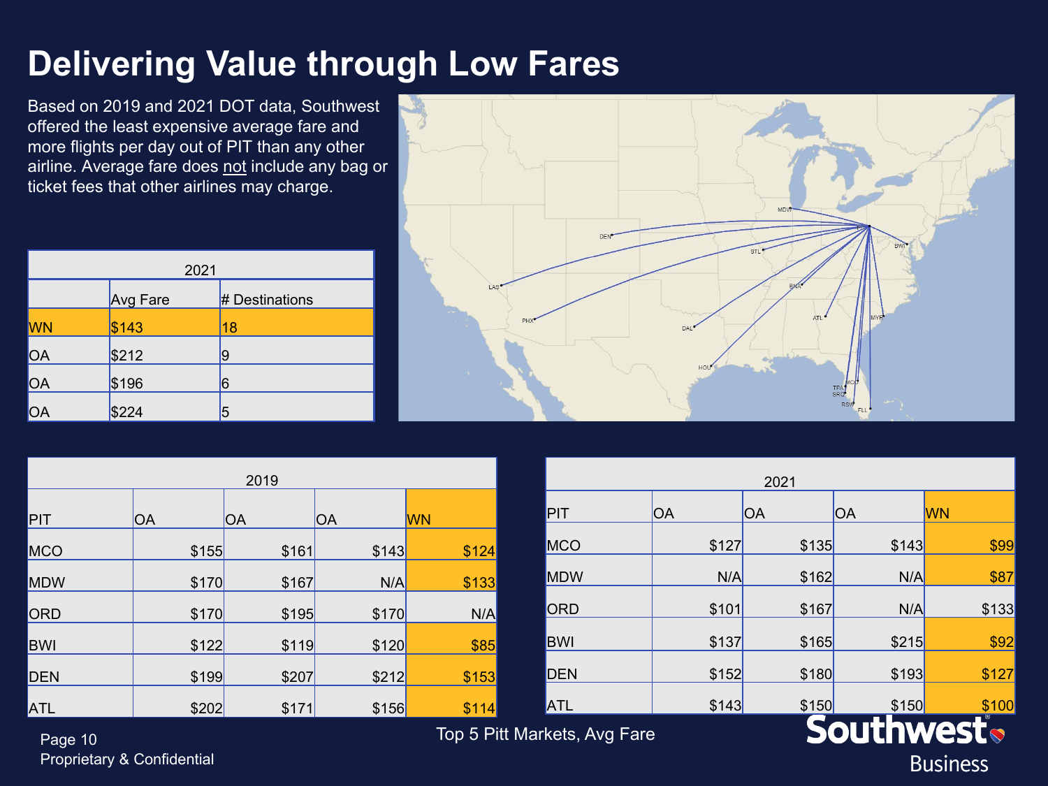# Delivering Value through Low Fares

Based on 2019 and 2021 DOT data, Southwest offered the least expensive average fare and more flights per day out of PIT than any other airline. Average fare does not include any bag or ticket fees that other airlines may charge.

| 2021 | | |
|---|---|---|
| | Avg Fare | # Destinations |
| WN | $143 | 18 |
| OA | $212 | 9 |
| OA | $196 | 6 |
| OA | $224 | 5 |

| 2019 | | | | |
|---|---|---|---|---|
| PIT | OA | OA | OA | WN |
| MCO | $155 | $161 | $143 | $124 |
| MDW | $170 | $167 | N/A | $133 |
| ORD | $170 | $195 | $170 | N/A |
| BWI | $122 | $119 | $120 | $85 |
| DEN | $199 | $207 | $212 | $153 |
| ATL | $202 | $171 | $156 | $114 |

| 2021 | | | | |
|---|---|---|---|---|
| PIT | OA | OA | OA | WN |
| MCO | $127 | $135 | $143 | $99 |
| MDW | N/A | $162 | N/A | $87 |
| ORD | $101 | $167 | N/A | $133 |
| BWI | $137 | $165 | $215 | $92 |
| DEN | $152 | $180 | $193 | $127 |
| ATL | $143 | $150 | $150 | $100 |

Top 5 Pitt Markets, Avg Fare

Proprietary & Confidential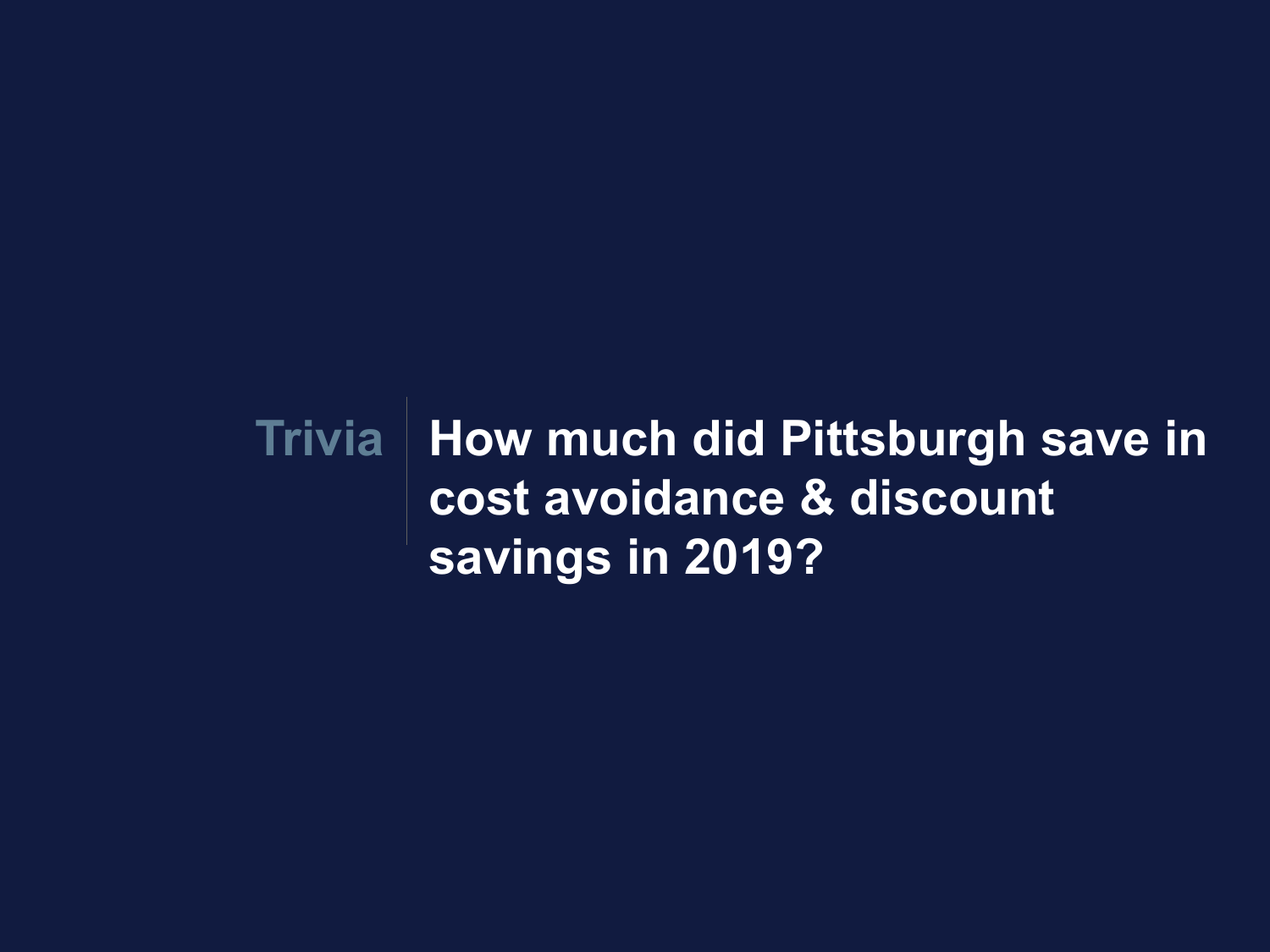**Trivia**

**How much did Pittsburgh save in cost avoidance & discount savings in 2019?**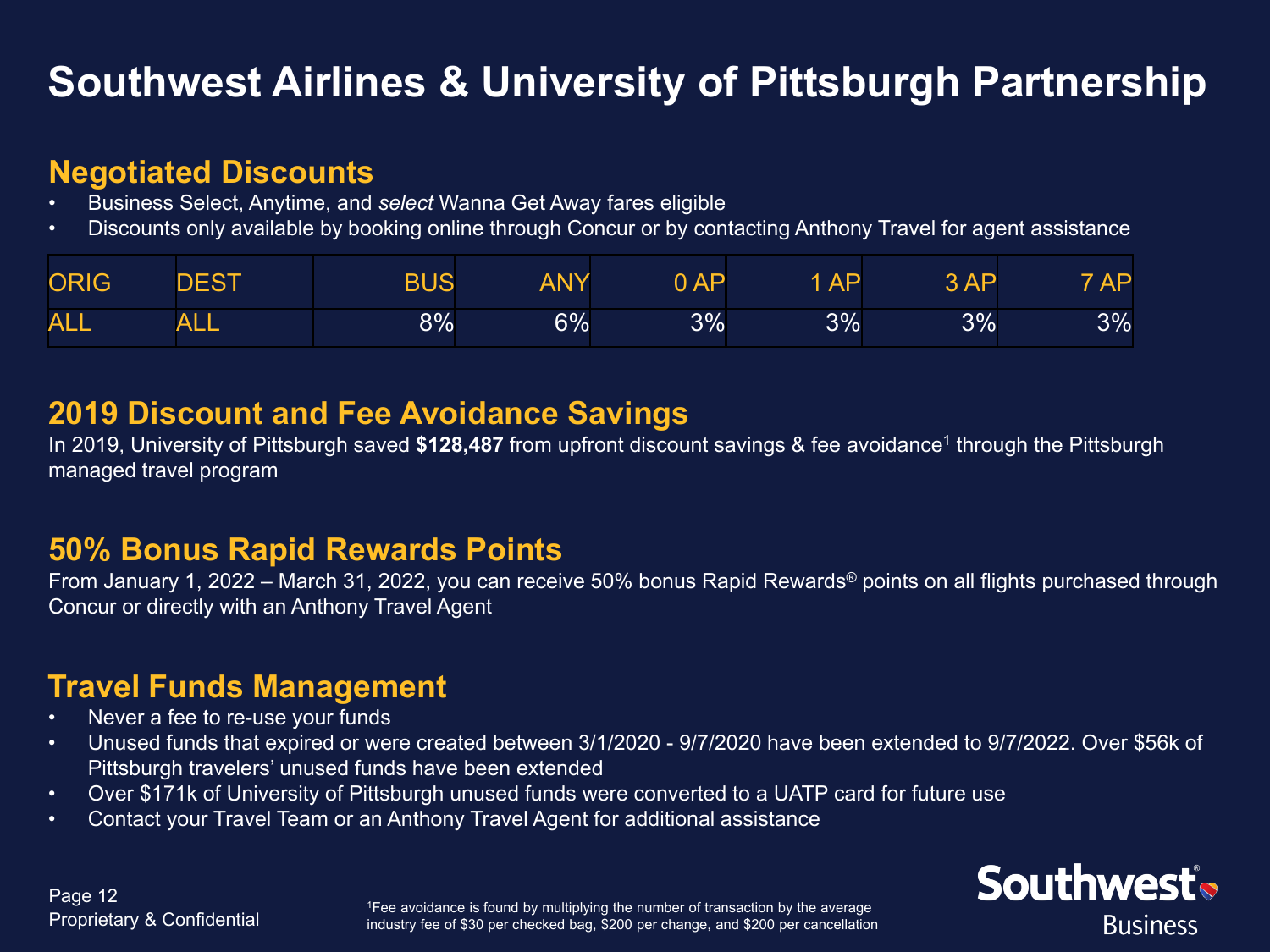# Southwest Airlines & University of Pittsburgh Partnership

## Negotiated Discounts

- Business Select, Anytime, and *select* Wanna Get Away fares eligible
- Discounts only available by booking online through Concur or by contacting Anthony Travel for agent assistance

| ORIG | DEST | BUS | ANY | 0 AP | 1 AP | 3 AP | 7 AP |
|---|---|---|---|---|---|---|---|
| ALL | ALL | 8% | 6% | 3% | 3% | 3% | 3% |

## 2019 Discount and Fee Avoidance Savings

In 2019, University of Pittsburgh saved **$128,487** from upfront discount savings & fee avoidance[1] through the Pittsburgh managed travel program

## 50% Bonus Rapid Rewards Points

From January 1, 2022 – March 31, 2022, you can receive 50% bonus Rapid Rewards® points on all flights purchased through Concur or directly with an Anthony Travel Agent

## Travel Funds Management

- Never a fee to re-use your funds
- Unused funds that expired or were created between 3/1/2020 - 9/7/2020 have been extended to 9/7/2022. Over $56k of Pittsburgh travelers' unused funds have been extended
- Over $171k of University of Pittsburgh unused funds were converted to a UATP card for future use
- Contact your Travel Team or an Anthony Travel Agent for additional assistance

Proprietary & Confidential

[1]Fee avoidance is found by multiplying the number of transaction by the average industry fee of $30 per checked bag, $200 per change, and $200 per cancellation

Southwest Business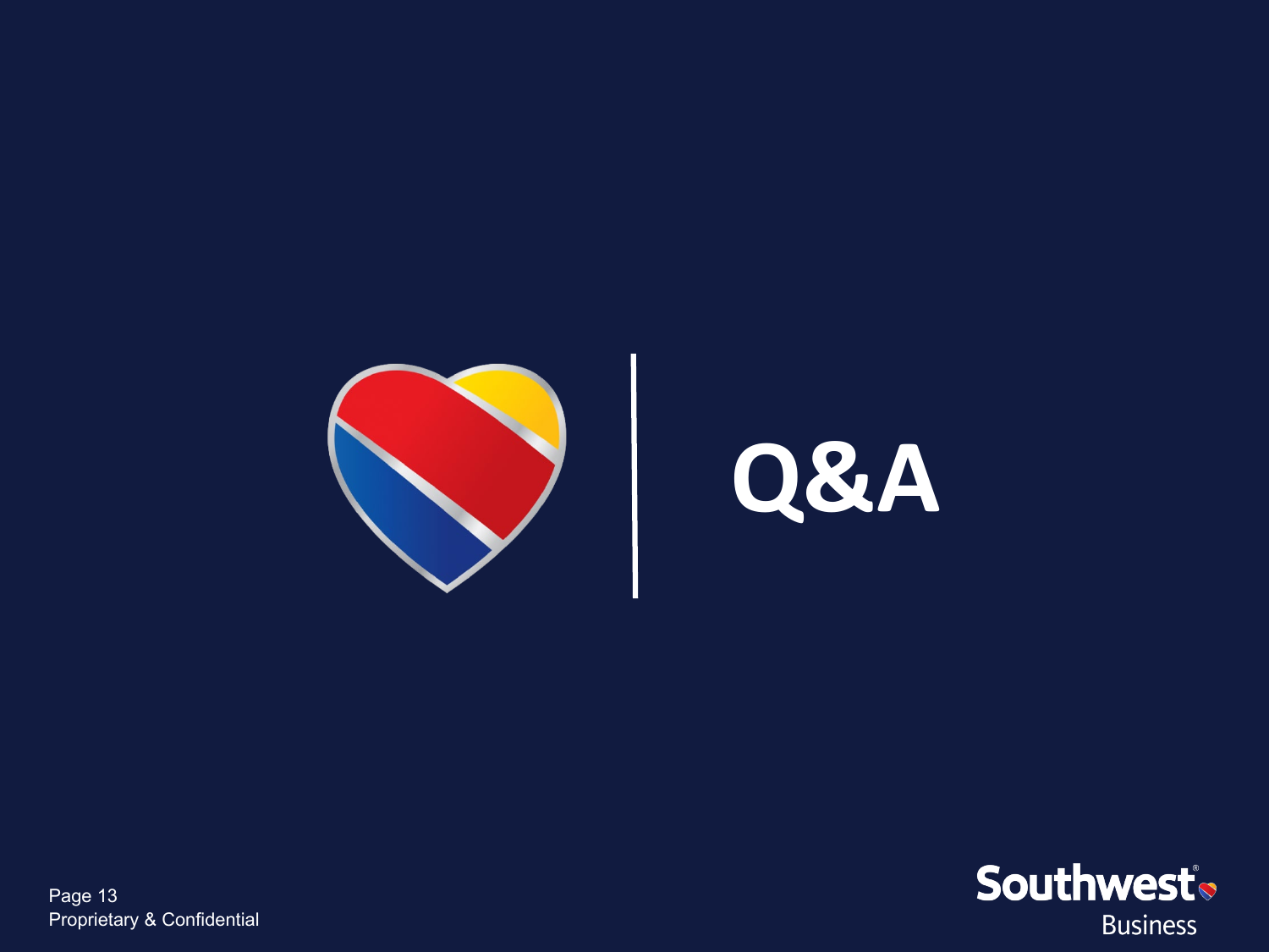# Q&A

Proprietary & Confidential